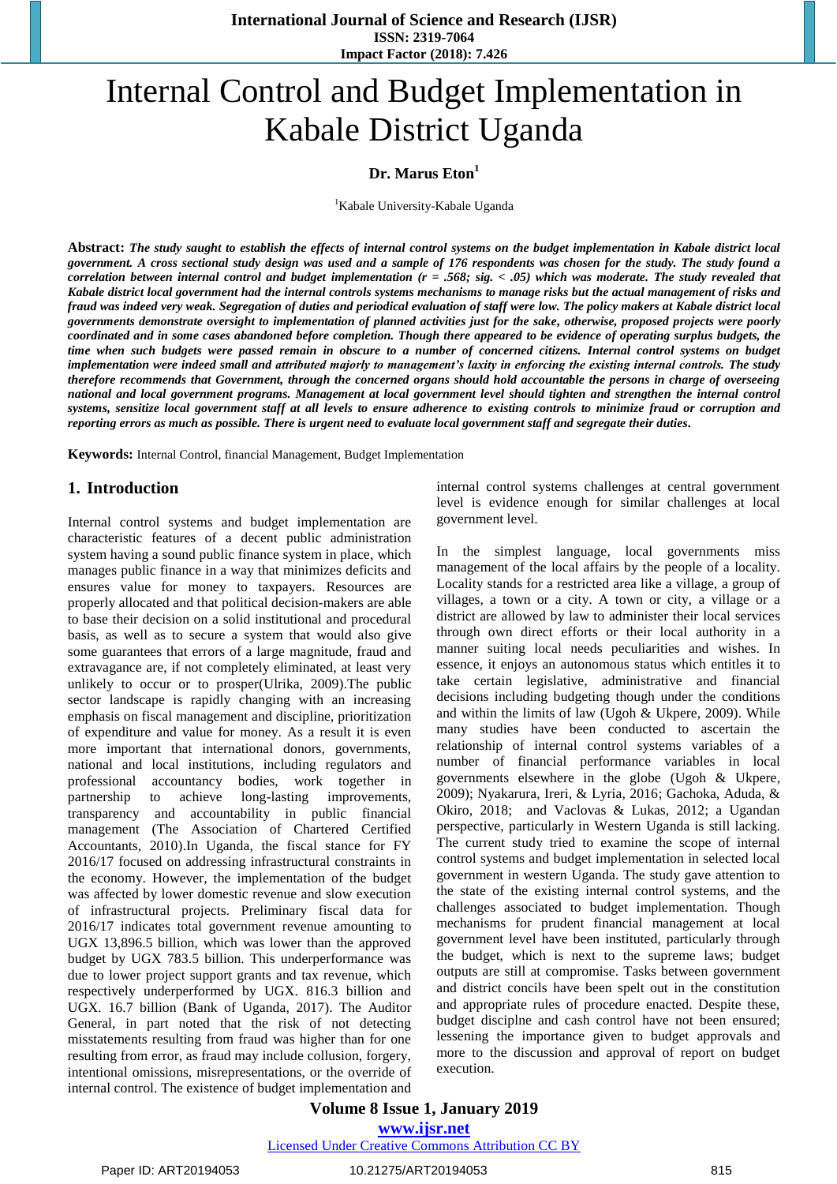# Internal Control and Budget Implementation in Kabale District Uganda

**Dr. Marus Eton**[1]

[1]Kabale University-Kabale Uganda

**Abstract:** ***The study saught to establish the effects of internal control systems on the budget implementation in Kabale district local government. A cross sectional study design was used and a sample of 176 respondents was chosen for the study. The study found a correlation between internal control and budget implementation (r = .568; sig. < .05) which was moderate. The study revealed that Kabale district local government had the internal controls systems mechanisms to manage risks but the actual management of risks and fraud was indeed very weak. Segregation of duties and periodical evaluation of staff were low. The policy makers at Kabale district local governments demonstrate oversight to implementation of planned activities just for the sake, otherwise, proposed projects were poorly coordinated and in some cases abandoned before completion. Though there appeared to be evidence of operating surplus budgets, the time when such budgets were passed remain in obscure to a number of concerned citizens. Internal control systems on budget implementation were indeed small and attributed majorly to management's laxity in enforcing the existing internal controls. The study therefore recommends that Government, through the concerned organs should hold accountable the persons in charge of overseeing national and local government programs. Management at local government level should tighten and strengthen the internal control systems, sensitize local government staff at all levels to ensure adherence to existing controls to minimize fraud or corruption and reporting errors as much as possible. There is urgent need to evaluate local government staff and segregate their duties.***

**Keywords:** Internal Control, financial Management, Budget Implementation

## 1. Introduction

Internal control systems and budget implementation are characteristic features of a decent public administration system having a sound public finance system in place, which manages public finance in a way that minimizes deficits and ensures value for money to taxpayers. Resources are properly allocated and that political decision-makers are able to base their decision on a solid institutional and procedural basis, as well as to secure a system that would also give some guarantees that errors of a large magnitude, fraud and extravagance are, if not completely eliminated, at least very unlikely to occur or to prosper(Ulrika, 2009).The public sector landscape is rapidly changing with an increasing emphasis on fiscal management and discipline, prioritization of expenditure and value for money. As a result it is even more important that international donors, governments, national and local institutions, including regulators and professional accountancy bodies, work together in partnership to achieve long-lasting improvements, transparency and accountability in public financial management (The Association of Chartered Certified Accountants, 2010).In Uganda, the fiscal stance for FY 2016/17 focused on addressing infrastructural constraints in the economy. However, the implementation of the budget was affected by lower domestic revenue and slow execution of infrastructural projects. Preliminary fiscal data for 2016/17 indicates total government revenue amounting to UGX 13,896.5 billion, which was lower than the approved budget by UGX 783.5 billion. This underperformance was due to lower project support grants and tax revenue, which respectively underperformed by UGX. 816.3 billion and UGX. 16.7 billion (Bank of Uganda, 2017). The Auditor General, in part noted that the risk of not detecting misstatements resulting from fraud was higher than for one resulting from error, as fraud may include collusion, forgery, intentional omissions, misrepresentations, or the override of internal control. The existence of budget implementation and internal control systems challenges at central government level is evidence enough for similar challenges at local government level.

In the simplest language, local governments miss management of the local affairs by the people of a locality. Locality stands for a restricted area like a village, a group of villages, a town or a city. A town or city, a village or a district are allowed by law to administer their local services through own direct efforts or their local authority in a manner suiting local needs peculiarities and wishes. In essence, it enjoys an autonomous status which entitles it to take certain legislative, administrative and financial decisions including budgeting though under the conditions and within the limits of law (Ugoh & Ukpere, 2009). While many studies have been conducted to ascertain the relationship of internal control systems variables of a number of financial performance variables in local governments elsewhere in the globe (Ugoh & Ukpere, 2009); Nyakarura, Ireri, & Lyria, 2016; Gachoka, Aduda, & Okiro, 2018; and Vaclovas & Lukas, 2012; a Ugandan perspective, particularly in Western Uganda is still lacking. The current study tried to examine the scope of internal control systems and budget implementation in selected local government in western Uganda. The study gave attention to the state of the existing internal control systems, and the challenges associated to budget implementation. Though mechanisms for prudent financial management at local government level have been instituted, particularly through the budget, which is next to the supreme laws; budget outputs are still at compromise. Tasks between government and district concils have been spelt out in the constitution and appropriate rules of procedure enacted. Despite these, budget disciplne and cash control have not been ensured; lessening the importance given to budget approvals and more to the discussion and approval of report on budget execution.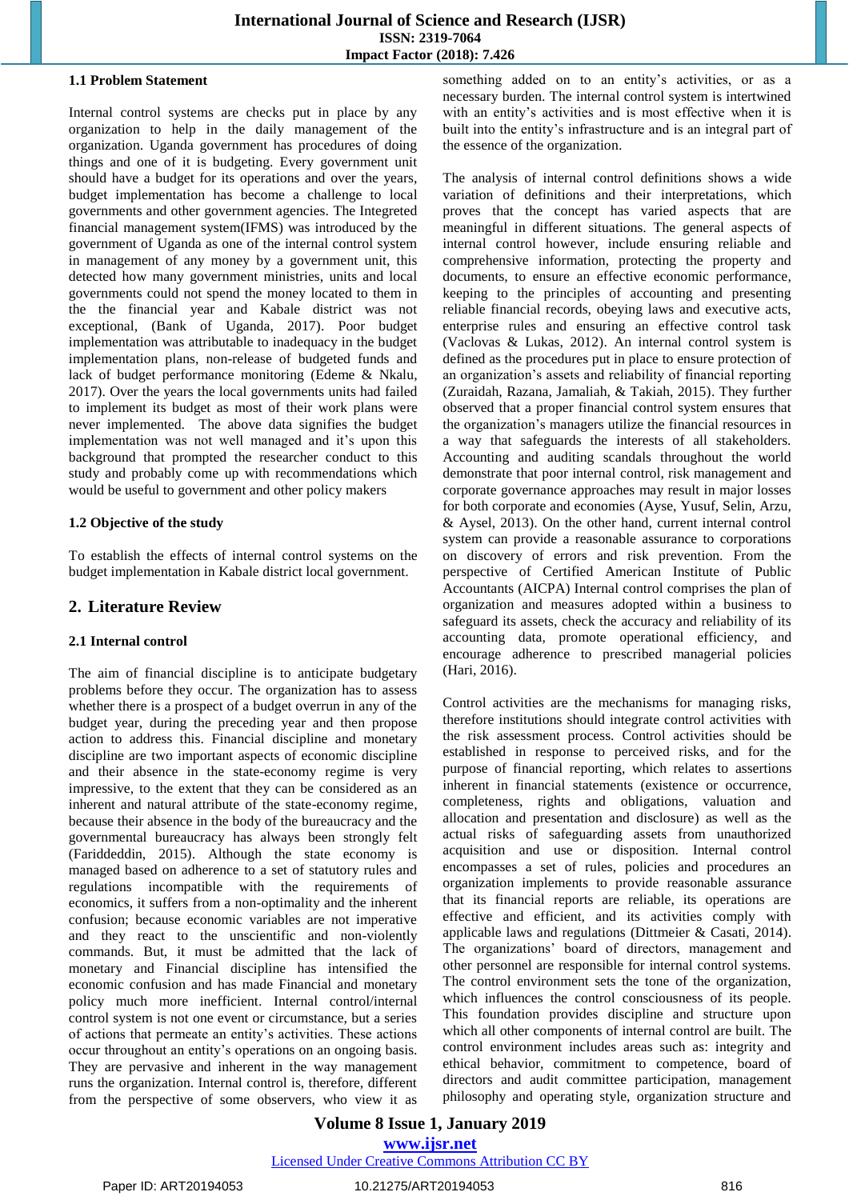### 1.1 Problem Statement

Internal control systems are checks put in place by any organization to help in the daily management of the organization. Uganda government has procedures of doing things and one of it is budgeting. Every government unit should have a budget for its operations and over the years, budget implementation has become a challenge to local governments and other government agencies. The Integreted financial management system(IFMS) was introduced by the government of Uganda as one of the internal control system in management of any money by a government unit, this detected how many government ministries, units and local governments could not spend the money located to them in the the financial year and Kabale district was not exceptional, (Bank of Uganda, 2017). Poor budget implementation was attributable to inadequacy in the budget implementation plans, non-release of budgeted funds and lack of budget performance monitoring (Edeme & Nkalu, 2017). Over the years the local governments units had failed to implement its budget as most of their work plans were never implemented. The above data signifies the budget implementation was not well managed and it's upon this background that prompted the researcher conduct to this study and probably come up with recommendations which would be useful to government and other policy makers

### 1.2 Objective of the study

To establish the effects of internal control systems on the budget implementation in Kabale district local government.

## 2. Literature Review

### 2.1 Internal control

The aim of financial discipline is to anticipate budgetary problems before they occur. The organization has to assess whether there is a prospect of a budget overrun in any of the budget year, during the preceding year and then propose action to address this. Financial discipline and monetary discipline are two important aspects of economic discipline and their absence in the state-economy regime is very impressive, to the extent that they can be considered as an inherent and natural attribute of the state-economy regime, because their absence in the body of the bureaucracy and the governmental bureaucracy has always been strongly felt (Fariddeddin, 2015). Although the state economy is managed based on adherence to a set of statutory rules and regulations incompatible with the requirements of economics, it suffers from a non-optimality and the inherent confusion; because economic variables are not imperative and they react to the unscientific and non-violently commands. But, it must be admitted that the lack of monetary and Financial discipline has intensified the economic confusion and has made Financial and monetary policy much more inefficient. Internal control/internal control system is not one event or circumstance, but a series of actions that permeate an entity's activities. These actions occur throughout an entity's operations on an ongoing basis. They are pervasive and inherent in the way management runs the organization. Internal control is, therefore, different from the perspective of some observers, who view it as something added on to an entity's activities, or as a necessary burden. The internal control system is intertwined with an entity's activities and is most effective when it is built into the entity's infrastructure and is an integral part of the essence of the organization.

The analysis of internal control definitions shows a wide variation of definitions and their interpretations, which proves that the concept has varied aspects that are meaningful in different situations. The general aspects of internal control however, include ensuring reliable and comprehensive information, protecting the property and documents, to ensure an effective economic performance, keeping to the principles of accounting and presenting reliable financial records, obeying laws and executive acts, enterprise rules and ensuring an effective control task (Vaclovas & Lukas, 2012). An internal control system is defined as the procedures put in place to ensure protection of an organization's assets and reliability of financial reporting (Zuraidah, Razana, Jamaliah, & Takiah, 2015). They further observed that a proper financial control system ensures that the organization's managers utilize the financial resources in a way that safeguards the interests of all stakeholders. Accounting and auditing scandals throughout the world demonstrate that poor internal control, risk management and corporate governance approaches may result in major losses for both corporate and economies (Ayse, Yusuf, Selin, Arzu, & Aysel, 2013). On the other hand, current internal control system can provide a reasonable assurance to corporations on discovery of errors and risk prevention. From the perspective of Certified American Institute of Public Accountants (AICPA) Internal control comprises the plan of organization and measures adopted within a business to safeguard its assets, check the accuracy and reliability of its accounting data, promote operational efficiency, and encourage adherence to prescribed managerial policies (Hari, 2016).

Control activities are the mechanisms for managing risks, therefore institutions should integrate control activities with the risk assessment process. Control activities should be established in response to perceived risks, and for the purpose of financial reporting, which relates to assertions inherent in financial statements (existence or occurrence, completeness, rights and obligations, valuation and allocation and presentation and disclosure) as well as the actual risks of safeguarding assets from unauthorized acquisition and use or disposition. Internal control encompasses a set of rules, policies and procedures an organization implements to provide reasonable assurance that its financial reports are reliable, its operations are effective and efficient, and its activities comply with applicable laws and regulations (Dittmeier & Casati, 2014). The organizations' board of directors, management and other personnel are responsible for internal control systems. The control environment sets the tone of the organization, which influences the control consciousness of its people. This foundation provides discipline and structure upon which all other components of internal control are built. The control environment includes areas such as: integrity and ethical behavior, commitment to competence, board of directors and audit committee participation, management philosophy and operating style, organization structure and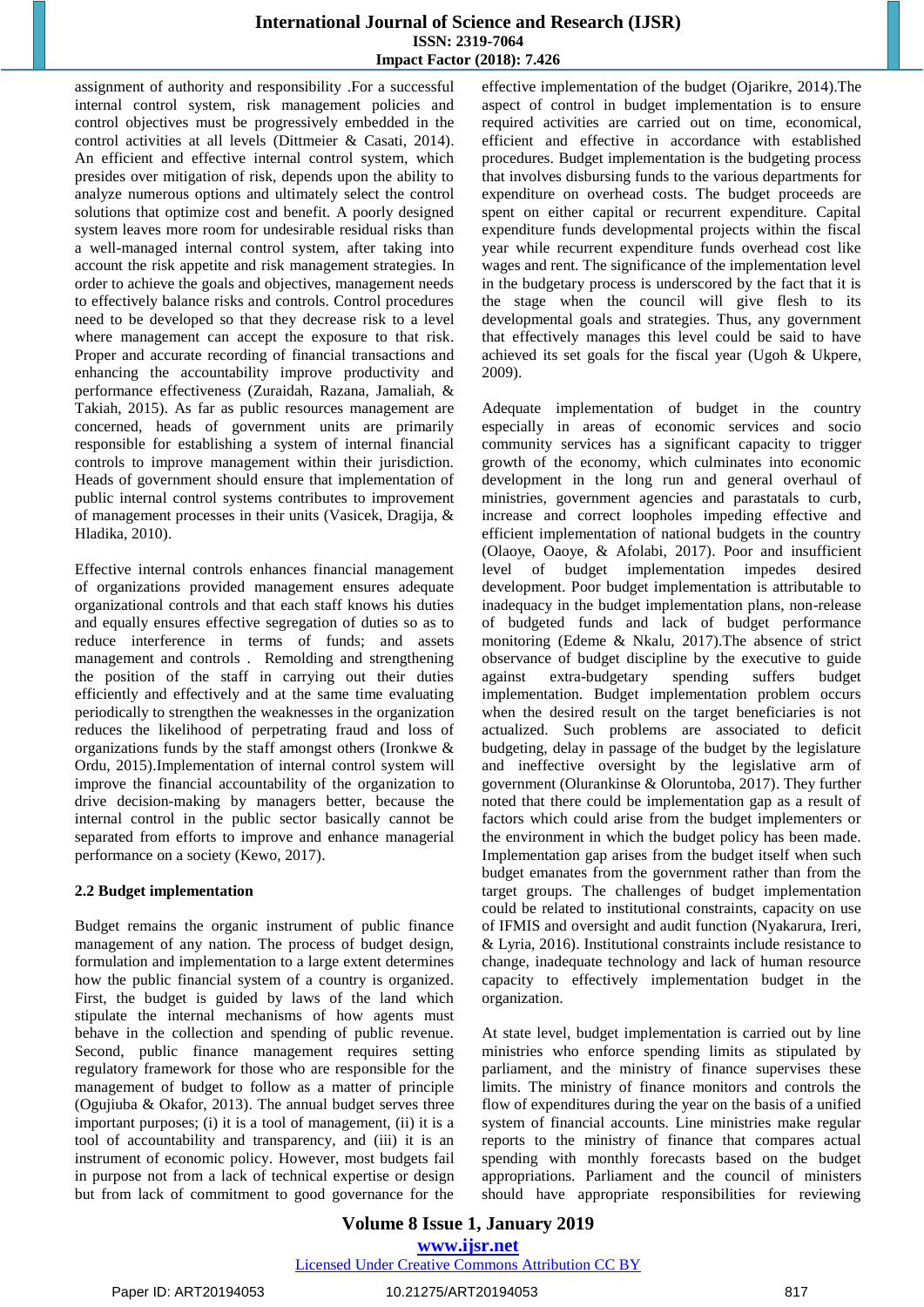assignment of authority and responsibility .For a successful internal control system, risk management policies and control objectives must be progressively embedded in the control activities at all levels (Dittmeier & Casati, 2014). An efficient and effective internal control system, which presides over mitigation of risk, depends upon the ability to analyze numerous options and ultimately select the control solutions that optimize cost and benefit. A poorly designed system leaves more room for undesirable residual risks than a well-managed internal control system, after taking into account the risk appetite and risk management strategies. In order to achieve the goals and objectives, management needs to effectively balance risks and controls. Control procedures need to be developed so that they decrease risk to a level where management can accept the exposure to that risk. Proper and accurate recording of financial transactions and enhancing the accountability improve productivity and performance effectiveness (Zuraidah, Razana, Jamaliah, & Takiah, 2015). As far as public resources management are concerned, heads of government units are primarily responsible for establishing a system of internal financial controls to improve management within their jurisdiction. Heads of government should ensure that implementation of public internal control systems contributes to improvement of management processes in their units (Vasicek, Dragija, & Hladika, 2010).

Effective internal controls enhances financial management of organizations provided management ensures adequate organizational controls and that each staff knows his duties and equally ensures effective segregation of duties so as to reduce interference in terms of funds; and assets management and controls . Remolding and strengthening the position of the staff in carrying out their duties efficiently and effectively and at the same time evaluating periodically to strengthen the weaknesses in the organization reduces the likelihood of perpetrating fraud and loss of organizations funds by the staff amongst others (Ironkwe & Ordu, 2015).Implementation of internal control system will improve the financial accountability of the organization to drive decision-making by managers better, because the internal control in the public sector basically cannot be separated from efforts to improve and enhance managerial performance on a society (Kewo, 2017).

### 2.2 Budget implementation

Budget remains the organic instrument of public finance management of any nation. The process of budget design, formulation and implementation to a large extent determines how the public financial system of a country is organized. First, the budget is guided by laws of the land which stipulate the internal mechanisms of how agents must behave in the collection and spending of public revenue. Second, public finance management requires setting regulatory framework for those who are responsible for the management of budget to follow as a matter of principle (Ogujiuba & Okafor, 2013). The annual budget serves three important purposes; (i) it is a tool of management, (ii) it is a tool of accountability and transparency, and (iii) it is an instrument of economic policy. However, most budgets fail in purpose not from a lack of technical expertise or design but from lack of commitment to good governance for the effective implementation of the budget (Ojarikre, 2014).The aspect of control in budget implementation is to ensure required activities are carried out on time, economical, efficient and effective in accordance with established procedures. Budget implementation is the budgeting process that involves disbursing funds to the various departments for expenditure on overhead costs. The budget proceeds are spent on either capital or recurrent expenditure. Capital expenditure funds developmental projects within the fiscal year while recurrent expenditure funds overhead cost like wages and rent. The significance of the implementation level in the budgetary process is underscored by the fact that it is the stage when the council will give flesh to its developmental goals and strategies. Thus, any government that effectively manages this level could be said to have achieved its set goals for the fiscal year (Ugoh & Ukpere, 2009).

Adequate implementation of budget in the country especially in areas of economic services and socio community services has a significant capacity to trigger growth of the economy, which culminates into economic development in the long run and general overhaul of ministries, government agencies and parastatals to curb, increase and correct loopholes impeding effective and efficient implementation of national budgets in the country (Olaoye, Oaoye, & Afolabi, 2017). Poor and insufficient level of budget implementation impedes desired development. Poor budget implementation is attributable to inadequacy in the budget implementation plans, non-release of budgeted funds and lack of budget performance monitoring (Edeme & Nkalu, 2017).The absence of strict observance of budget discipline by the executive to guide against extra-budgetary spending suffers budget implementation. Budget implementation problem occurs when the desired result on the target beneficiaries is not actualized. Such problems are associated to deficit budgeting, delay in passage of the budget by the legislature and ineffective oversight by the legislative arm of government (Olurankinse & Oloruntoba, 2017). They further noted that there could be implementation gap as a result of factors which could arise from the budget implementers or the environment in which the budget policy has been made. Implementation gap arises from the budget itself when such budget emanates from the government rather than from the target groups. The challenges of budget implementation could be related to institutional constraints, capacity on use of IFMIS and oversight and audit function (Nyakarura, Ireri, & Lyria, 2016). Institutional constraints include resistance to change, inadequate technology and lack of human resource capacity to effectively implementation budget in the organization.

At state level, budget implementation is carried out by line ministries who enforce spending limits as stipulated by parliament, and the ministry of finance supervises these limits. The ministry of finance monitors and controls the flow of expenditures during the year on the basis of a unified system of financial accounts. Line ministries make regular reports to the ministry of finance that compares actual spending with monthly forecasts based on the budget appropriations. Parliament and the council of ministers should have appropriate responsibilities for reviewing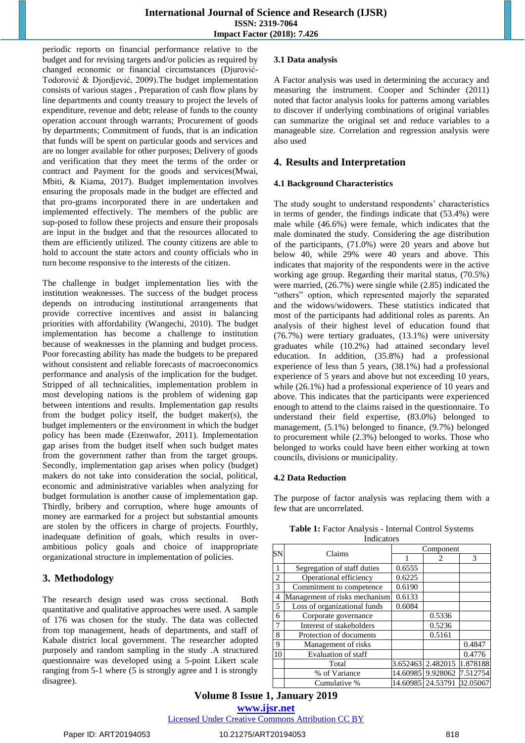periodic reports on financial performance relative to the budget and for revising targets and/or policies as required by changed economic or financial circumstances (Djurović-Todorović & Djordjević, 2009).The budget implementation consists of various stages , Preparation of cash flow plans by line departments and county treasury to project the levels of expenditure, revenue and debt; release of funds to the county operation account through warrants; Procurement of goods by departments; Commitment of funds, that is an indication that funds will be spent on particular goods and services and are no longer available for other purposes; Delivery of goods and verification that they meet the terms of the order or contract and Payment for the goods and services(Mwai, Mbiti, & Kiama, 2017). Budget implementation involves ensuring the proposals made in the budget are effected and that pro-grams incorporated there in are undertaken and implemented effectively. The members of the public are sup-posed to follow these projects and ensure their proposals are input in the budget and that the resources allocated to them are efficiently utilized. The county citizens are able to hold to account the state actors and county officials who in turn become responsive to the interests of the citizen.

The challenge in budget implementation lies with the institution weaknesses. The success of the budget process depends on introducing institutional arrangements that provide corrective incentives and assist in balancing priorities with affordability (Wangechi, 2010). The budget implementation has become a challenge to institution because of weaknesses in the planning and budget process. Poor forecasting ability has made the budgets to be prepared without consistent and reliable forecasts of macroeconomics performance and analysis of the implication for the budget. Stripped of all technicalities, implementation problem in most developing nations is the problem of widening gap between intentions and results. Implementation gap results from the budget policy itself, the budget maker(s), the budget implementers or the environment in which the budget policy has been made (Ezenwafor, 2011). Implementation gap arises from the budget itself when such budget mates from the government rather than from the target groups. Secondly, implementation gap arises when policy (budget) makers do not take into consideration the social, political, economic and administrative variables when analyzing for budget formulation is another cause of implementation gap. Thirdly, bribery and corruption, where huge amounts of money are earmarked for a project but substantial amounts are stolen by the officers in charge of projects. Fourthly, inadequate definition of goals, which results in over-ambitious policy goals and choice of inappropriate organizational structure in implementation of policies.

## 3. Methodology

The research design used was cross sectional. Both quantitative and qualitative approaches were used. A sample of 176 was chosen for the study. The data was collected from top management, heads of departments, and staff of Kabale district local government. The researcher adopted purposely and random sampling in the study .A structured questionnaire was developed using a 5-point Likert scale ranging from 5-1 where (5 is strongly agree and 1 is strongly disagree).

### 3.1 Data analysis

A Factor analysis was used in determining the accuracy and measuring the instrument. Cooper and Schinder (2011) noted that factor analysis looks for patterns among variables to discover if underlying combinations of original variables can summarize the original set and reduce variables to a manageable size. Correlation and regression analysis were also used

## 4. Results and Interpretation

### 4.1 Background Characteristics

The study sought to understand respondents' characteristics in terms of gender, the findings indicate that (53.4%) were male while (46.6%) were female, which indicates that the male dominated the study. Considering the age distribution of the participants, (71.0%) were 20 years and above but below 40, while 29% were 40 years and above. This indicates that majority of the respondents were in the active working age group. Regarding their marital status, (70.5%) were married, (26.7%) were single while (2.85) indicated the "others" option, which represented majorly the separated and the widows/widowers. These statistics indicated that most of the participants had additional roles as parents. An analysis of their highest level of education found that (76.7%) were tertiary graduates, (13.1%) were university graduates while (10.2%) had attained secondary level education. In addition, (35.8%) had a professional experience of less than 5 years, (38.1%) had a professional experience of 5 years and above but not exceeding 10 years, while (26.1%) had a professional experience of 10 years and above. This indicates that the participants were experienced enough to attend to the claims raised in the questionnaire. To understand their field expertise, (83.0%) belonged to management, (5.1%) belonged to finance, (9.7%) belonged to procurement while (2.3%) belonged to works. Those who belonged to works could have been either working at town councils, divisions or municipality.

### 4.2 Data Reduction

The purpose of factor analysis was replacing them with a few that are uncorrelated.

**Table 1:** Factor Analysis - Internal Control Systems Indicators

| SN | Claims | Component | | |
|---|---|---|---|---|
| | | 1 | 2 | 3 |
| 1 | Segregation of staff duties | 0.6555 | | |
| 2 | Operational efficiency | 0.6225 | | |
| 3 | Commitment to competence | 0.6190 | | |
| 4 | Management of risks mechanism | 0.6133 | | |
| 5 | Loss of organizational funds | 0.6084 | | |
| 6 | Corporate governance | | 0.5336 | |
| 7 | Interest of stakeholders | | 0.5236 | |
| 8 | Protection of documents | | 0.5161 | |
| 9 | Management of risks | | | 0.4847 |
| 10 | Evaluation of staff | | | 0.4776 |
| | Total | 3.652463 | 2.482015 | 1.878188 |
| | % of Variance | 14.60985 | 9.928062 | 7.512754 |
| | Cumulative % | 14.60985 | 24.53791 | 32.05067 |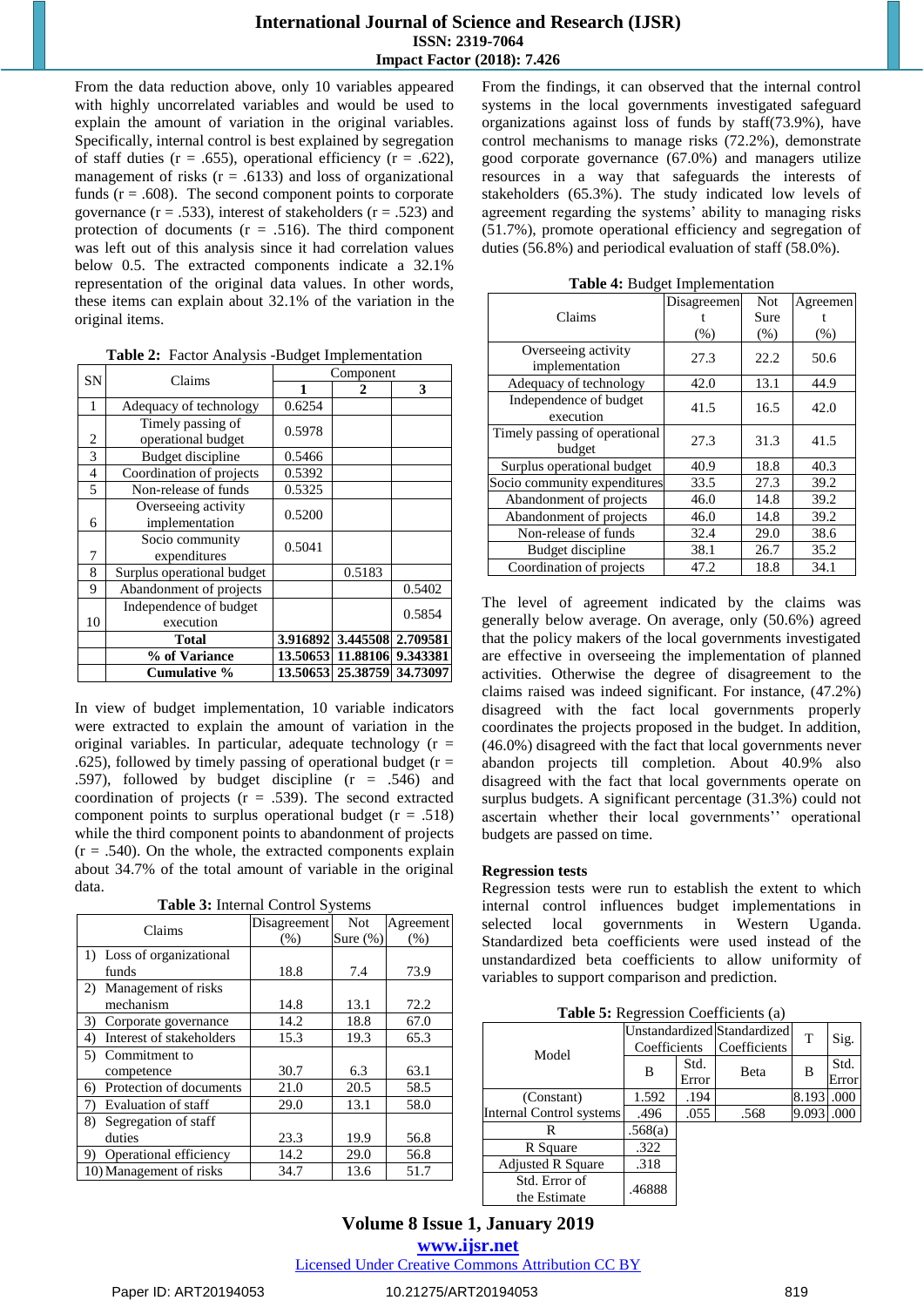From the data reduction above, only 10 variables appeared with highly uncorrelated variables and would be used to explain the amount of variation in the original variables. Specifically, internal control is best explained by segregation of staff duties (r = .655), operational efficiency (r = .622), management of risks (r = .6133) and loss of organizational funds (r = .608). The second component points to corporate governance (r = .533), interest of stakeholders (r = .523) and protection of documents (r = .516). The third component was left out of this analysis since it had correlation values below 0.5. The extracted components indicate a 32.1% representation of the original data values. In other words, these items can explain about 32.1% of the variation in the original items.

**Table 2:** Factor Analysis -Budget Implementation

| SN | Claims | Component | | |
|---|---|---|---|---|
| | | **1** | **2** | **3** |
| 1 | Adequacy of technology | 0.6254 | | |
| 2 | Timely passing of operational budget | 0.5978 | | |
| 3 | Budget discipline | 0.5466 | | |
| 4 | Coordination of projects | 0.5392 | | |
| 5 | Non-release of funds | 0.5325 | | |
| 6 | Overseeing activity implementation | 0.5200 | | |
| 7 | Socio community expenditures | 0.5041 | | |
| 8 | Surplus operational budget | | 0.5183 | |
| 9 | Abandonment of projects | | | 0.5402 |
| 10 | Independence of budget execution | | | 0.5854 |
| | **Total** | **3.916892** | **3.445508** | **2.709581** |
| | **% of Variance** | **13.50653** | **11.88106** | **9.343381** |
| | **Cumulative %** | **13.50653** | **25.38759** | **34.73097** |

In view of budget implementation, 10 variable indicators were extracted to explain the amount of variation in the original variables. In particular, adequate technology (r = .625), followed by timely passing of operational budget (r = .597), followed by budget discipline (r = .546) and coordination of projects (r = .539). The second extracted component points to surplus operational budget (r = .518) while the third component points to abandonment of projects (r = .540). On the whole, the extracted components explain about 34.7% of the total amount of variable in the original data.

**Table 3:** Internal Control Systems

| Claims | Disagreement (%) | Not Sure (%) | Agreement (%) |
|---|---|---|---|
| 1) Loss of organizational funds | 18.8 | 7.4 | 73.9 |
| 2) Management of risks mechanism | 14.8 | 13.1 | 72.2 |
| 3) Corporate governance | 14.2 | 18.8 | 67.0 |
| 4) Interest of stakeholders | 15.3 | 19.3 | 65.3 |
| 5) Commitment to competence | 30.7 | 6.3 | 63.1 |
| 6) Protection of documents | 21.0 | 20.5 | 58.5 |
| 7) Evaluation of staff | 29.0 | 13.1 | 58.0 |
| 8) Segregation of staff duties | 23.3 | 19.9 | 56.8 |
| 9) Operational efficiency | 14.2 | 29.0 | 56.8 |
| 10) Management of risks | 34.7 | 13.6 | 51.7 |

From the findings, it can observed that the internal control systems in the local governments investigated safeguard organizations against loss of funds by staff(73.9%), have control mechanisms to manage risks (72.2%), demonstrate good corporate governance (67.0%) and managers utilize resources in a way that safeguards the interests of stakeholders (65.3%). The study indicated low levels of agreement regarding the systems' ability to managing risks (51.7%), promote operational efficiency and segregation of duties (56.8%) and periodical evaluation of staff (58.0%).

**Table 4:** Budget Implementation

| Claims | Disagreement (%) | Not Sure (%) | Agreement (%) |
|---|---|---|---|
| Overseeing activity implementation | 27.3 | 22.2 | 50.6 |
| Adequacy of technology | 42.0 | 13.1 | 44.9 |
| Independence of budget execution | 41.5 | 16.5 | 42.0 |
| Timely passing of operational budget | 27.3 | 31.3 | 41.5 |
| Surplus operational budget | 40.9 | 18.8 | 40.3 |
| Socio community expenditures | 33.5 | 27.3 | 39.2 |
| Abandonment of projects | 46.0 | 14.8 | 39.2 |
| Abandonment of projects | 46.0 | 14.8 | 39.2 |
| Non-release of funds | 32.4 | 29.0 | 38.6 |
| Budget discipline | 38.1 | 26.7 | 35.2 |
| Coordination of projects | 47.2 | 18.8 | 34.1 |

The level of agreement indicated by the claims was generally below average. On average, only (50.6%) agreed that the policy makers of the local governments investigated are effective in overseeing the implementation of planned activities. Otherwise the degree of disagreement to the claims raised was indeed significant. For instance, (47.2%) disagreed with the fact local governments properly coordinates the projects proposed in the budget. In addition, (46.0%) disagreed with the fact that local governments never abandon projects till completion. About 40.9% also disagreed with the fact that local governments operate on surplus budgets. A significant percentage (31.3%) could not ascertain whether their local governments'' operational budgets are passed on time.

## Regression tests

Regression tests were run to establish the extent to which internal control influences budget implementations in selected local governments in Western Uganda. Standardized beta coefficients were used instead of the unstandardized beta coefficients to allow uniformity of variables to support comparison and prediction.

**Table 5:** Regression Coefficients (a)

| Model | Unstandardized Coefficients | | Standardized Coefficients | T | Sig. |
|---|---|---|---|---|---|
| | B | Std. Error | Beta | B | Std. Error |
| (Constant) | 1.592 | .194 | | 8.193 | .000 |
| Internal Control systems | .496 | .055 | .568 | 9.093 | .000 |
| R | .568(a) | | | | |
| R Square | .322 | | | | |
| Adjusted R Square | .318 | | | | |
| Std. Error of the Estimate | .46888 | | | | |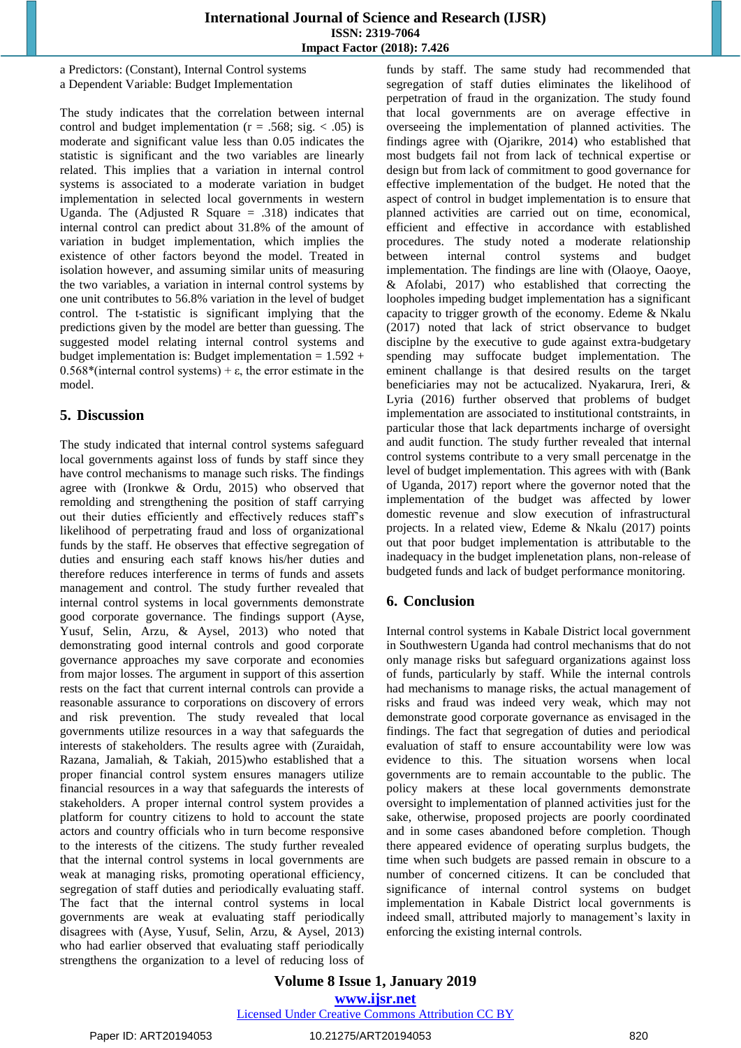a Predictors: (Constant), Internal Control systems
a Dependent Variable: Budget Implementation

The study indicates that the correlation between internal control and budget implementation ($r = .568$; sig. $< .05$) is moderate and significant value less than 0.05 indicates the statistic is significant and the two variables are linearly related. This implies that a variation in internal control systems is associated to a moderate variation in budget implementation in selected local governments in western Uganda. The (Adjusted R Square = .318) indicates that internal control can predict about 31.8% of the amount of variation in budget implementation, which implies the existence of other factors beyond the model. Treated in isolation however, and assuming similar units of measuring the two variables, a variation in internal control systems by one unit contributes to 56.8% variation in the level of budget control. The t-statistic is significant implying that the predictions given by the model are better than guessing. The suggested model relating internal control systems and budget implementation is: Budget implementation = 1.592 + 0.568*(internal control systems) + ε, the error estimate in the model.

## 5. Discussion

The study indicated that internal control systems safeguard local governments against loss of funds by staff since they have control mechanisms to manage such risks. The findings agree with (Ironkwe & Ordu, 2015) who observed that remolding and strengthening the position of staff carrying out their duties efficiently and effectively reduces staff's likelihood of perpetrating fraud and loss of organizational funds by the staff. He observes that effective segregation of duties and ensuring each staff knows his/her duties and therefore reduces interference in terms of funds and assets management and control. The study further revealed that internal control systems in local governments demonstrate good corporate governance. The findings support (Ayse, Yusuf, Selin, Arzu, & Aysel, 2013) who noted that demonstrating good internal controls and good corporate governance approaches my save corporate and economies from major losses. The argument in support of this assertion rests on the fact that current internal controls can provide a reasonable assurance to corporations on discovery of errors and risk prevention. The study revealed that local governments utilize resources in a way that safeguards the interests of stakeholders. The results agree with (Zuraidah, Razana, Jamaliah, & Takiah, 2015)who established that a proper financial control system ensures managers utilize financial resources in a way that safeguards the interests of stakeholders. A proper internal control system provides a platform for country citizens to hold to account the state actors and country officials who in turn become responsive to the interests of the citizens. The study further revealed that the internal control systems in local governments are weak at managing risks, promoting operational efficiency, segregation of staff duties and periodically evaluating staff. The fact that the internal control systems in local governments are weak at evaluating staff periodically disagrees with (Ayse, Yusuf, Selin, Arzu, & Aysel, 2013) who had earlier observed that evaluating staff periodically strengthens the organization to a level of reducing loss of funds by staff. The same study had recommended that segregation of staff duties eliminates the likelihood of perpetration of fraud in the organization. The study found that local governments are on average effective in overseeing the implementation of planned activities. The findings agree with (Ojarikre, 2014) who established that most budgets fail not from lack of technical expertise or design but from lack of commitment to good governance for effective implementation of the budget. He noted that the aspect of control in budget implementation is to ensure that planned activities are carried out on time, economical, efficient and effective in accordance with established procedures. The study noted a moderate relationship between internal control systems and budget implementation. The findings are line with (Olaoye, Oaoye, & Afolabi, 2017) who established that correcting the loopholes impeding budget implementation has a significant capacity to trigger growth of the economy. Edeme & Nkalu (2017) noted that lack of strict observance to budget disciplne by the executive to gude against extra-budgetary spending may suffocate budget implementation. The eminent challange is that desired results on the target beneficiaries may not be actucalized. Nyakarura, Ireri, & Lyria (2016) further observed that problems of budget implementation are associated to institutional contstraints, in particular those that lack departments incharge of oversight and audit function. The study further revealed that internal control systems contribute to a very small percenatge in the level of budget implementation. This agrees with with (Bank of Uganda, 2017) report where the governor noted that the implementation of the budget was affected by lower domestic revenue and slow execution of infrastructural projects. In a related view, Edeme & Nkalu (2017) points out that poor budget implementation is attributable to the inadequacy in the budget implenetation plans, non-release of budgeted funds and lack of budget performance monitoring.

## 6. Conclusion

Internal control systems in Kabale District local government in Southwestern Uganda had control mechanisms that do not only manage risks but safeguard organizations against loss of funds, particularly by staff. While the internal controls had mechanisms to manage risks, the actual management of risks and fraud was indeed very weak, which may not demonstrate good corporate governance as envisaged in the findings. The fact that segregation of duties and periodical evaluation of staff to ensure accountability were low was evidence to this. The situation worsens when local governments are to remain accountable to the public. The policy makers at these local governments demonstrate oversight to implementation of planned activities just for the sake, otherwise, proposed projects are poorly coordinated and in some cases abandoned before completion. Though there appeared evidence of operating surplus budgets, the time when such budgets are passed remain in obscure to a number of concerned citizens. It can be concluded that significance of internal control systems on budget implementation in Kabale District local governments is indeed small, attributed majorly to management's laxity in enforcing the existing internal controls.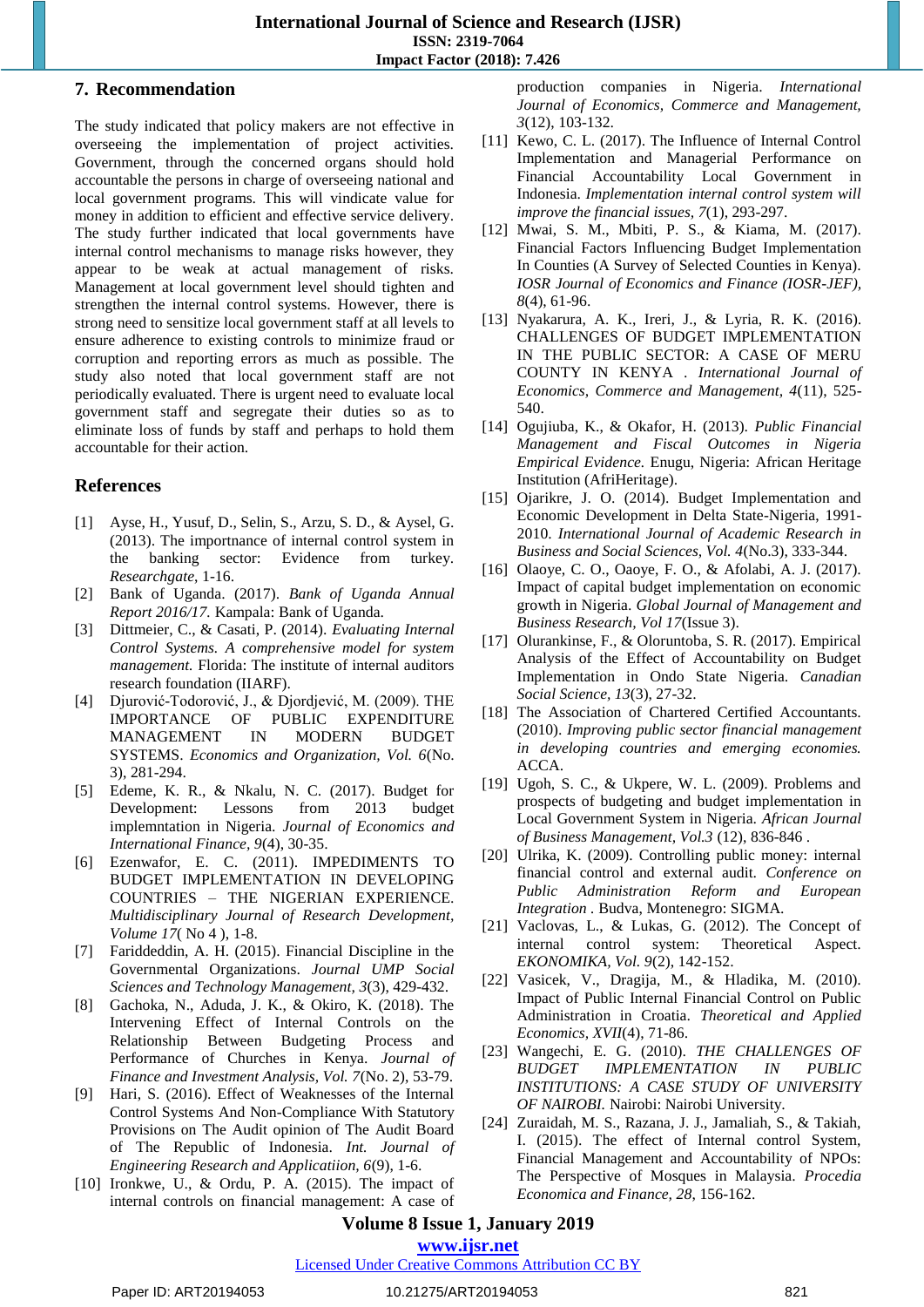## 7. Recommendation

The study indicated that policy makers are not effective in overseeing the implementation of project activities. Government, through the concerned organs should hold accountable the persons in charge of overseeing national and local government programs. This will vindicate value for money in addition to efficient and effective service delivery. The study further indicated that local governments have internal control mechanisms to manage risks however, they appear to be weak at actual management of risks. Management at local government level should tighten and strengthen the internal control systems. However, there is strong need to sensitize local government staff at all levels to ensure adherence to existing controls to minimize fraud or corruption and reporting errors as much as possible. The study also noted that local government staff are not periodically evaluated. There is urgent need to evaluate local government staff and segregate their duties so as to eliminate loss of funds by staff and perhaps to hold them accountable for their action.

## References

[1] Ayse, H., Yusuf, D., Selin, S., Arzu, S. D., & Aysel, G. (2013). The importnace of internal control system in the banking sector: Evidence from turkey. *Researchgate*, 1-16.

[2] Bank of Uganda. (2017). *Bank of Uganda Annual Report 2016/17.* Kampala: Bank of Uganda.

[3] Dittmeier, C., & Casati, P. (2014). *Evaluating Internal Control Systems. A comprehensive model for system management.* Florida: The institute of internal auditors research foundation (IIARF).

[4] Djurović-Todorović, J., & Djordjević, M. (2009). THE IMPORTANCE OF PUBLIC EXPENDITURE MANAGEMENT IN MODERN BUDGET SYSTEMS. *Economics and Organization, Vol. 6*(No. 3), 281-294.

[5] Edeme, K. R., & Nkalu, N. C. (2017). Budget for Development: Lessons from 2013 budget implemntation in Nigeria. *Journal of Economics and International Finance, 9*(4), 30-35.

[6] Ezenwafor, E. C. (2011). IMPEDIMENTS TO BUDGET IMPLEMENTATION IN DEVELOPING COUNTRIES – THE NIGERIAN EXPERIENCE. *Multidisciplinary Journal of Research Development, Volume 17*( No 4 ), 1-8.

[7] Fariddeddin, A. H. (2015). Financial Discipline in the Governmental Organizations. *Journal UMP Social Sciences and Technology Management, 3*(3), 429-432.

[8] Gachoka, N., Aduda, J. K., & Okiro, K. (2018). The Intervening Effect of Internal Controls on the Relationship Between Budgeting Process and Performance of Churches in Kenya. *Journal of Finance and Investment Analysis, Vol. 7*(No. 2), 53-79.

[9] Hari, S. (2016). Effect of Weaknesses of the Internal Control Systems And Non-Compliance With Statutory Provisions on The Audit opinion of The Audit Board of The Republic of Indonesia. *Int. Journal of Engineering Research and Applicatiion, 6*(9), 1-6.

[10] Ironkwe, U., & Ordu, P. A. (2015). The impact of internal controls on financial management: A case of production companies in Nigeria. *International Journal of Economics, Commerce and Management, 3*(12), 103-132.

[11] Kewo, C. L. (2017). The Influence of Internal Control Implementation and Managerial Performance on Financial Accountability Local Government in Indonesia. *Implementation internal control system will improve the financial issues, 7*(1), 293-297.

[12] Mwai, S. M., Mbiti, P. S., & Kiama, M. (2017). Financial Factors Influencing Budget Implementation In Counties (A Survey of Selected Counties in Kenya). *IOSR Journal of Economics and Finance (IOSR-JEF), 8*(4), 61-96.

[13] Nyakarura, A. K., Ireri, J., & Lyria, R. K. (2016). CHALLENGES OF BUDGET IMPLEMENTATION IN THE PUBLIC SECTOR: A CASE OF MERU COUNTY IN KENYA . *International Journal of Economics, Commerce and Management, 4*(11), 525-540.

[14] Ogujiuba, K., & Okafor, H. (2013). *Public Financial Management and Fiscal Outcomes in Nigeria Empirical Evidence.* Enugu, Nigeria: African Heritage Institution (AfriHeritage).

[15] Ojarikre, J. O. (2014). Budget Implementation and Economic Development in Delta State-Nigeria, 1991-2010. *International Journal of Academic Research in Business and Social Sciences, Vol. 4*(No.3), 333-344.

[16] Olaoye, C. O., Oaoye, F. O., & Afolabi, A. J. (2017). Impact of capital budget implementation on economic growth in Nigeria. *Global Journal of Management and Business Research, Vol 17*(Issue 3).

[17] Olurankinse, F., & Oloruntoba, S. R. (2017). Empirical Analysis of the Effect of Accountability on Budget Implementation in Ondo State Nigeria. *Canadian Social Science, 13*(3), 27-32.

[18] The Association of Chartered Certified Accountants. (2010). *Improving public sector financial management in developing countries and emerging economies.* ACCA.

[19] Ugoh, S. C., & Ukpere, W. L. (2009). Problems and prospects of budgeting and budget implementation in Local Government System in Nigeria. *African Journal of Business Management, Vol.3* (12), 836-846 .

[20] Ulrika, K. (2009). Controlling public money: internal financial control and external audit. *Conference on Public Administration Reform and European Integration* . Budva, Montenegro: SIGMA.

[21] Vaclovas, L., & Lukas, G. (2012). The Concept of internal control system: Theoretical Aspect. *EKONOMIKA, Vol. 9*(2), 142-152.

[22] Vasicek, V., Dragija, M., & Hladika, M. (2010). Impact of Public Internal Financial Control on Public Administration in Croatia. *Theoretical and Applied Economics, XVII*(4), 71-86.

[23] Wangechi, E. G. (2010). *THE CHALLENGES OF BUDGET IMPLEMENTATION IN PUBLIC INSTITUTIONS: A CASE STUDY OF UNIVERSITY OF NAIROBI.* Nairobi: Nairobi University.

[24] Zuraidah, M. S., Razana, J. J., Jamaliah, S., & Takiah, I. (2015). The effect of Internal control System, Financial Management and Accountability of NPOs: The Perspective of Mosques in Malaysia. *Procedia Economica and Finance, 28*, 156-162.